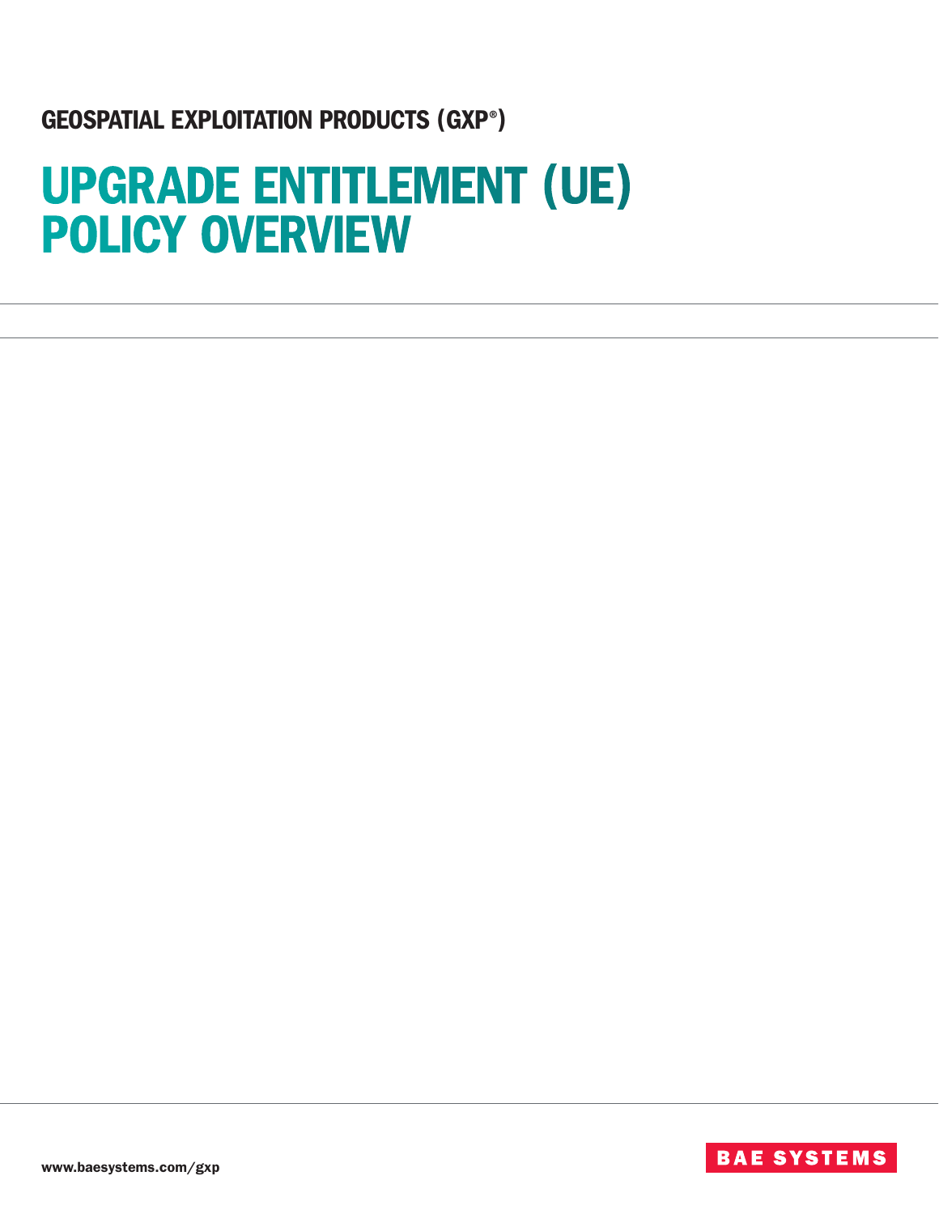GEOSPATIAL EXPLOITATION PRODUCTS (GXP®)

# UPGRADE ENTITLEMENT (UE) POLICY OVERVIEW

www.baesystems.com/gxp

BAE SYSTEMS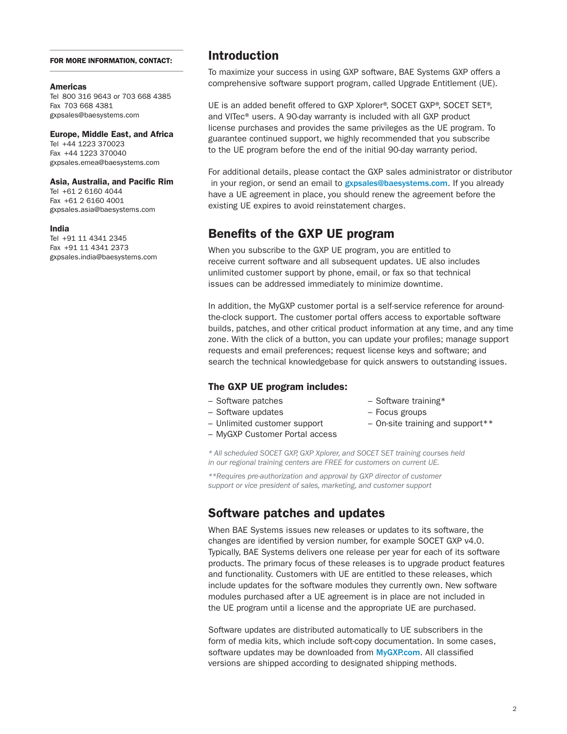**FOR MORE INFORMATION, CONTACT:**

**Americas**
Tel 800 316 9643 or 703 668 4385
Fax 703 668 4381
gxpsales@baesystems.com

**Europe, Middle East, and Africa**
Tel +44 1223 370023
Fax +44 1223 370040
gxpsales.emea@baesystems.com

**Asia, Australia, and Pacific Rim**
Tel +61 2 6160 4044
Fax +61 2 6160 4001
gxpsales.asia@baesystems.com

**India**
Tel +91 11 4341 2345
Fax +91 11 4341 2373
gxpsales.india@baesystems.com

## Introduction

To maximize your success in using GXP software, BAE Systems GXP offers a comprehensive software support program, called Upgrade Entitlement (UE).

UE is an added benefit offered to GXP Xplorer®, SOCET GXP®, SOCET SET®, and VITec® users. A 90-day warranty is included with all GXP product license purchases and provides the same privileges as the UE program. To guarantee continued support, we highly recommended that you subscribe to the UE program before the end of the initial 90-day warranty period.

For additional details, please contact the GXP sales administrator or distributor in your region, or send an email to **gxpsales@baesystems.com**. If you already have a UE agreement in place, you should renew the agreement before the existing UE expires to avoid reinstatement charges.

## Benefits of the GXP UE program

When you subscribe to the GXP UE program, you are entitled to receive current software and all subsequent updates. UE also includes unlimited customer support by phone, email, or fax so that technical issues can be addressed immediately to minimize downtime.

In addition, the MyGXP customer portal is a self-service reference for around-the-clock support. The customer portal offers access to exportable software builds, patches, and other critical product information at any time, and any time zone. With the click of a button, you can update your profiles; manage support requests and email preferences; request license keys and software; and search the technical knowledgebase for quick answers to outstanding issues.

### The GXP UE program includes:

- Software patches
- Software updates
- Unlimited customer support
- MyGXP Customer Portal access
- Software training*
- Focus groups
- On-site training and support**

*\* All scheduled SOCET GXP, GXP Xplorer, and SOCET SET training courses held in our regional training centers are FREE for customers on current UE.*

*\*\*Requires pre-authorization and approval by GXP director of customer support or vice president of sales, marketing, and customer support*

## Software patches and updates

When BAE Systems issues new releases or updates to its software, the changes are identified by version number, for example SOCET GXP v4.0. Typically, BAE Systems delivers one release per year for each of its software products. The primary focus of these releases is to upgrade product features and functionality. Customers with UE are entitled to these releases, which include updates for the software modules they currently own. New software modules purchased after a UE agreement is in place are not included in the UE program until a license and the appropriate UE are purchased.

Software updates are distributed automatically to UE subscribers in the form of media kits, which include soft-copy documentation. In some cases, software updates may be downloaded from **MyGXP.com**. All classified versions are shipped according to designated shipping methods.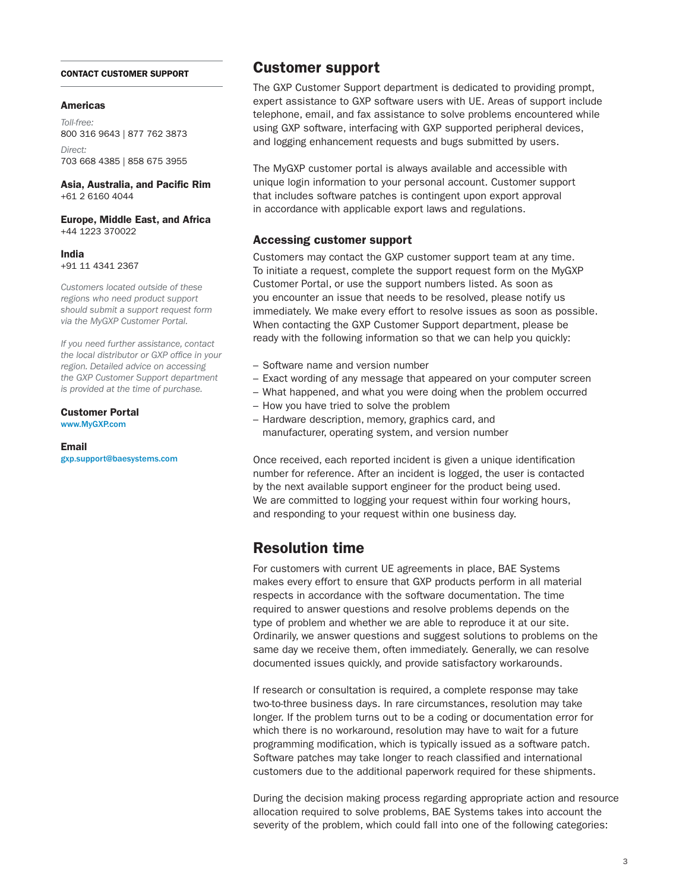**CONTACT CUSTOMER SUPPORT**

**Americas**

*Toll-free:*
800 316 9643 | 877 762 3873

*Direct:*
703 668 4385 | 858 675 3955

**Asia, Australia, and Pacific Rim**
+61 2 6160 4044

**Europe, Middle East, and Africa**
+44 1223 370022

**India**
+91 11 4341 2367

*Customers located outside of these regions who need product support should submit a support request form via the MyGXP Customer Portal.*

*If you need further assistance, contact the local distributor or GXP office in your region. Detailed advice on accessing the GXP Customer Support department is provided at the time of purchase.*

**Customer Portal**
www.MyGXP.com

**Email**
gxp.support@baesystems.com

## Customer support

The GXP Customer Support department is dedicated to providing prompt, expert assistance to GXP software users with UE. Areas of support include telephone, email, and fax assistance to solve problems encountered while using GXP software, interfacing with GXP supported peripheral devices, and logging enhancement requests and bugs submitted by users.

The MyGXP customer portal is always available and accessible with unique login information to your personal account. Customer support that includes software patches is contingent upon export approval in accordance with applicable export laws and regulations.

### Accessing customer support

Customers may contact the GXP customer support team at any time. To initiate a request, complete the support request form on the MyGXP Customer Portal, or use the support numbers listed. As soon as you encounter an issue that needs to be resolved, please notify us immediately. We make every effort to resolve issues as soon as possible. When contacting the GXP Customer Support department, please be ready with the following information so that we can help you quickly:

- Software name and version number
- Exact wording of any message that appeared on your computer screen
- What happened, and what you were doing when the problem occurred
- How you have tried to solve the problem
- Hardware description, memory, graphics card, and manufacturer, operating system, and version number

Once received, each reported incident is given a unique identification number for reference. After an incident is logged, the user is contacted by the next available support engineer for the product being used. We are committed to logging your request within four working hours, and responding to your request within one business day.

## Resolution time

For customers with current UE agreements in place, BAE Systems makes every effort to ensure that GXP products perform in all material respects in accordance with the software documentation. The time required to answer questions and resolve problems depends on the type of problem and whether we are able to reproduce it at our site. Ordinarily, we answer questions and suggest solutions to problems on the same day we receive them, often immediately. Generally, we can resolve documented issues quickly, and provide satisfactory workarounds.

If research or consultation is required, a complete response may take two-to-three business days. In rare circumstances, resolution may take longer. If the problem turns out to be a coding or documentation error for which there is no workaround, resolution may have to wait for a future programming modification, which is typically issued as a software patch. Software patches may take longer to reach classified and international customers due to the additional paperwork required for these shipments.

During the decision making process regarding appropriate action and resource allocation required to solve problems, BAE Systems takes into account the severity of the problem, which could fall into one of the following categories: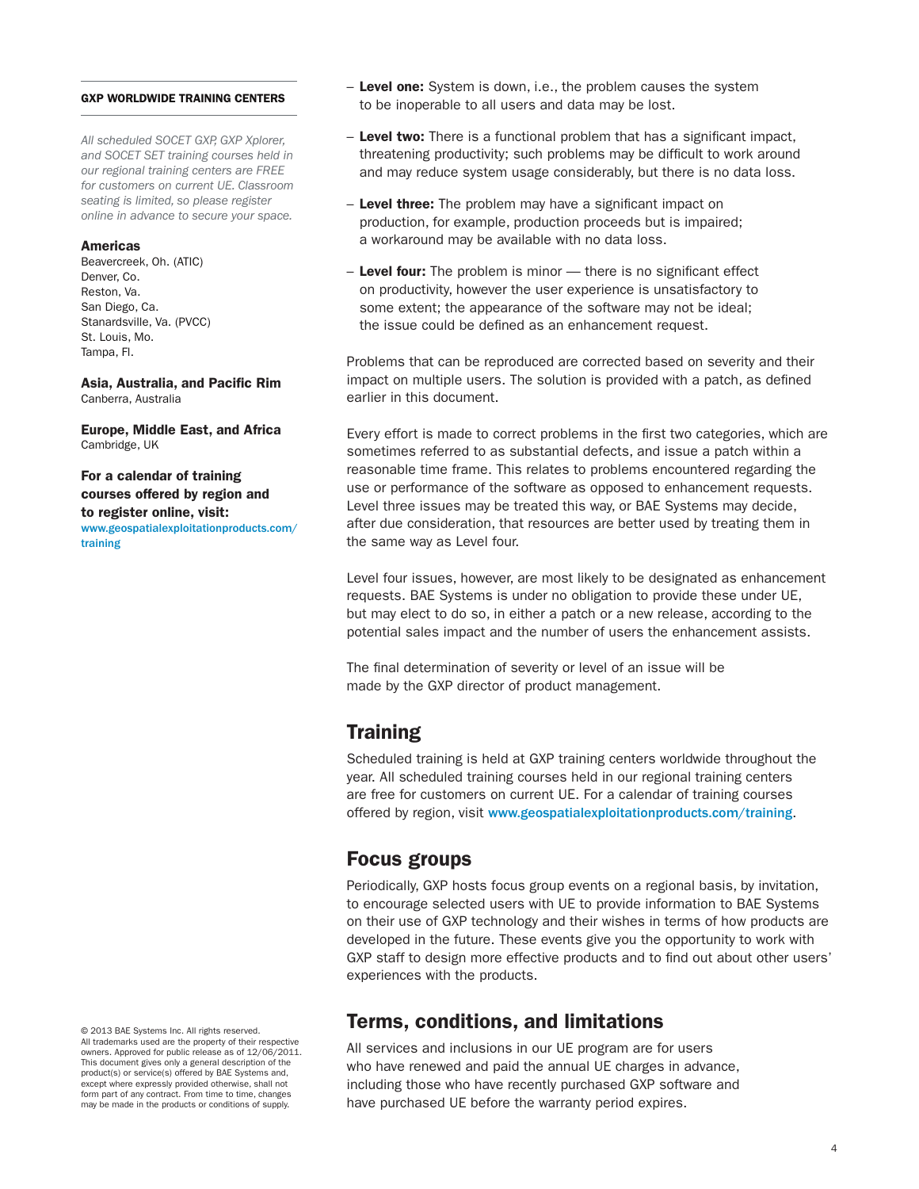- **Level one:** System is down, i.e., the problem causes the system to be inoperable to all users and data may be lost.

- **Level two:** There is a functional problem that has a significant impact, threatening productivity; such problems may be difficult to work around and may reduce system usage considerably, but there is no data loss.

- **Level three:** The problem may have a significant impact on production, for example, production proceeds but is impaired; a workaround may be available with no data loss.

- **Level four:** The problem is minor — there is no significant effect on productivity, however the user experience is unsatisfactory to some extent; the appearance of the software may not be ideal; the issue could be defined as an enhancement request.

Problems that can be reproduced are corrected based on severity and their impact on multiple users. The solution is provided with a patch, as defined earlier in this document.

Every effort is made to correct problems in the first two categories, which are sometimes referred to as substantial defects, and issue a patch within a reasonable time frame. This relates to problems encountered regarding the use or performance of the software as opposed to enhancement requests. Level three issues may be treated this way, or BAE Systems may decide, after due consideration, that resources are better used by treating them in the same way as Level four.

Level four issues, however, are most likely to be designated as enhancement requests. BAE Systems is under no obligation to provide these under UE, but may elect to do so, in either a patch or a new release, according to the potential sales impact and the number of users the enhancement assists.

The final determination of severity or level of an issue will be made by the GXP director of product management.

## Training

Scheduled training is held at GXP training centers worldwide throughout the year. All scheduled training courses held in our regional training centers are free for customers on current UE. For a calendar of training courses offered by region, visit www.geospatialexploitationproducts.com/training.

## Focus groups

Periodically, GXP hosts focus group events on a regional basis, by invitation, to encourage selected users with UE to provide information to BAE Systems on their use of GXP technology and their wishes in terms of how products are developed in the future. These events give you the opportunity to work with GXP staff to design more effective products and to find out about other users' experiences with the products.

## Terms, conditions, and limitations

All services and inclusions in our UE program are for users who have renewed and paid the annual UE charges in advance, including those who have recently purchased GXP software and have purchased UE before the warranty period expires.

---

**GXP WORLDWIDE TRAINING CENTERS**

*All scheduled SOCET GXP, GXP Xplorer, and SOCET SET training courses held in our regional training centers are FREE for customers on current UE. Classroom seating is limited, so please register online in advance to secure your space.*

**Americas**
Beavercreek, Oh. (ATIC)
Denver, Co.
Reston, Va.
San Diego, Ca.
Stanardsville, Va. (PVCC)
St. Louis, Mo.
Tampa, Fl.

**Asia, Australia, and Pacific Rim**
Canberra, Australia

**Europe, Middle East, and Africa**
Cambridge, UK

**For a calendar of training courses offered by region and to register online, visit:**
www.geospatialexploitationproducts.com/training

© 2013 BAE Systems Inc. All rights reserved. All trademarks used are the property of their respective owners. Approved for public release as of 12/06/2011. This document gives only a general description of the product(s) or service(s) offered by BAE Systems and, except where expressly provided otherwise, shall not form part of any contract. From time to time, changes may be made in the products or conditions of supply.